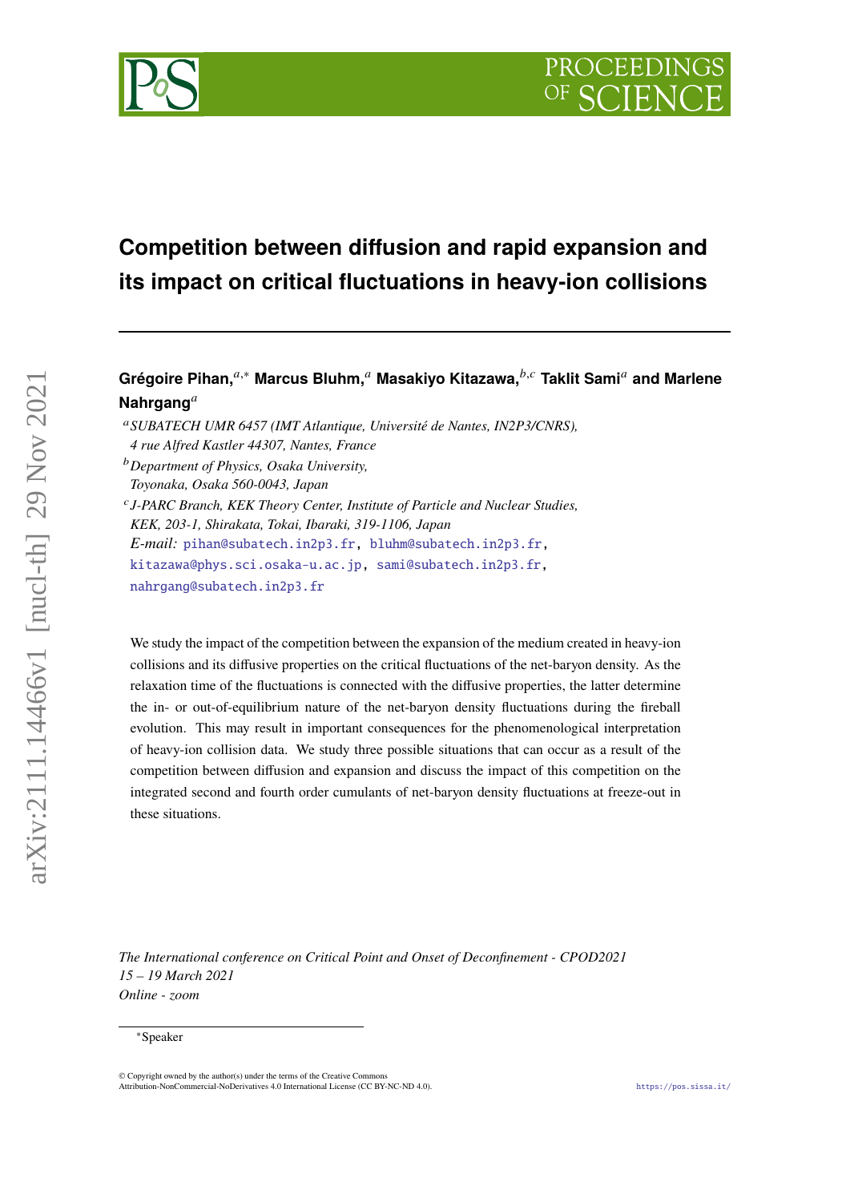# Competition between diffusion and rapid expansion and its impact on critical fluctuations in heavy-ion collisions

**Grégoire Pihan,**[a,*] **Marcus Bluhm,**[a] **Masakiyo Kitazawa,**[b,c] **Taklit Sami**[a] **and Marlene Nahrgang**[a]

[a] *SUBATECH UMR 6457 (IMT Atlantique, Université de Nantes, IN2P3/CNRS), 4 rue Alfred Kastler 44307, Nantes, France*

[b] *Department of Physics, Osaka University, Toyonaka, Osaka 560-0043, Japan*

[c] *J-PARC Branch, KEK Theory Center, Institute of Particle and Nuclear Studies, KEK, 203-1, Shirakata, Tokai, Ibaraki, 319-1106, Japan*

*E-mail:* pihan@subatech.in2p3.fr, bluhm@subatech.in2p3.fr, kitazawa@phys.sci.osaka-u.ac.jp, sami@subatech.in2p3.fr, nahrgang@subatech.in2p3.fr

We study the impact of the competition between the expansion of the medium created in heavy-ion collisions and its diffusive properties on the critical fluctuations of the net-baryon density. As the relaxation time of the fluctuations is connected with the diffusive properties, the latter determine the in- or out-of-equilibrium nature of the net-baryon density fluctuations during the fireball evolution. This may result in important consequences for the phenomenological interpretation of heavy-ion collision data. We study three possible situations that can occur as a result of the competition between diffusion and expansion and discuss the impact of this competition on the integrated second and fourth order cumulants of net-baryon density fluctuations at freeze-out in these situations.

*The International conference on Critical Point and Onset of Deconfinement - CPOD2021*
*15 – 19 March 2021*
*Online - zoom*

[*] Speaker

© Copyright owned by the author(s) under the terms of the Creative Commons Attribution-NonCommercial-NoDerivatives 4.0 International License (CC BY-NC-ND 4.0).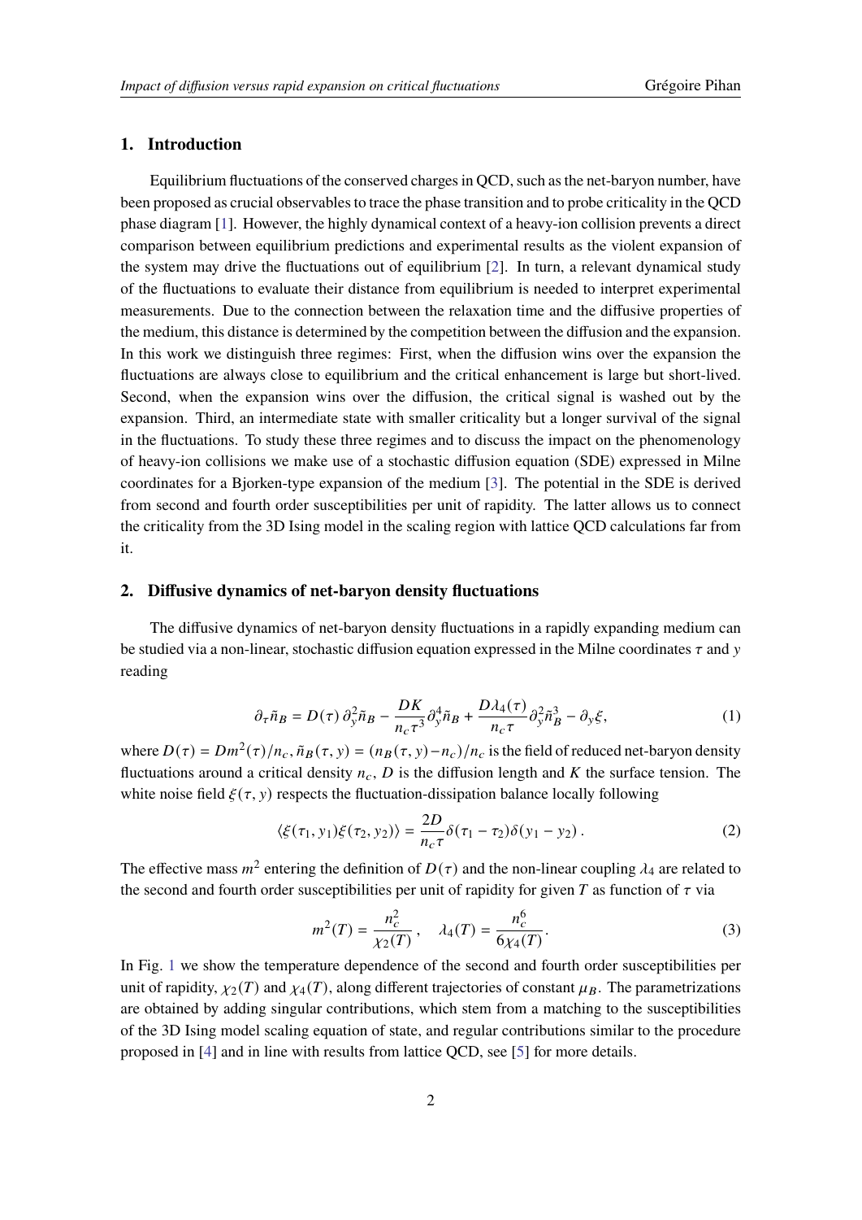## 1. Introduction

Equilibrium fluctuations of the conserved charges in QCD, such as the net-baryon number, have been proposed as crucial observables to trace the phase transition and to probe criticality in the QCD phase diagram [1]. However, the highly dynamical context of a heavy-ion collision prevents a direct comparison between equilibrium predictions and experimental results as the violent expansion of the system may drive the fluctuations out of equilibrium [2]. In turn, a relevant dynamical study of the fluctuations to evaluate their distance from equilibrium is needed to interpret experimental measurements. Due to the connection between the relaxation time and the diffusive properties of the medium, this distance is determined by the competition between the diffusion and the expansion. In this work we distinguish three regimes: First, when the diffusion wins over the expansion the fluctuations are always close to equilibrium and the critical enhancement is large but short-lived. Second, when the expansion wins over the diffusion, the critical signal is washed out by the expansion. Third, an intermediate state with smaller criticality but a longer survival of the signal in the fluctuations. To study these three regimes and to discuss the impact on the phenomenology of heavy-ion collisions we make use of a stochastic diffusion equation (SDE) expressed in Milne coordinates for a Bjorken-type expansion of the medium [3]. The potential in the SDE is derived from second and fourth order susceptibilities per unit of rapidity. The latter allows us to connect the criticality from the 3D Ising model in the scaling region with lattice QCD calculations far from it.

## 2. Diffusive dynamics of net-baryon density fluctuations

The diffusive dynamics of net-baryon density fluctuations in a rapidly expanding medium can be studied via a non-linear, stochastic diffusion equation expressed in the Milne coordinates $\tau$ and $y$ reading

$$\partial_\tau \tilde{n}_B = D(\tau)\,\partial_y^2 \tilde{n}_B - \frac{DK}{n_c \tau^3}\partial_y^4 \tilde{n}_B + \frac{D\lambda_4(\tau)}{n_c \tau}\partial_y^2 \tilde{n}_B^3 - \partial_y \xi, \tag{1}$$

where $D(\tau) = Dm^2(\tau)/n_c$, $\tilde{n}_B(\tau, y) = (n_B(\tau, y) - n_c)/n_c$ is the field of reduced net-baryon density fluctuations around a critical density $n_c$, $D$ is the diffusion length and $K$ the surface tension. The white noise field $\xi(\tau, y)$ respects the fluctuation-dissipation balance locally following

$$\langle \xi(\tau_1, y_1)\xi(\tau_2, y_2)\rangle = \frac{2D}{n_c \tau}\delta(\tau_1 - \tau_2)\delta(y_1 - y_2)\,. \tag{2}$$

The effective mass $m^2$ entering the definition of $D(\tau)$ and the non-linear coupling $\lambda_4$ are related to the second and fourth order susceptibilities per unit of rapidity for given $T$ as function of $\tau$ via

$$m^2(T) = \frac{n_c^2}{\chi_2(T)}\,, \quad \lambda_4(T) = \frac{n_c^6}{6\chi_4(T)}. \tag{3}$$

In Fig. 1 we show the temperature dependence of the second and fourth order susceptibilities per unit of rapidity, $\chi_2(T)$ and $\chi_4(T)$, along different trajectories of constant $\mu_B$. The parametrizations are obtained by adding singular contributions, which stem from a matching to the susceptibilities of the 3D Ising model scaling equation of state, and regular contributions similar to the procedure proposed in [4] and in line with results from lattice QCD, see [5] for more details.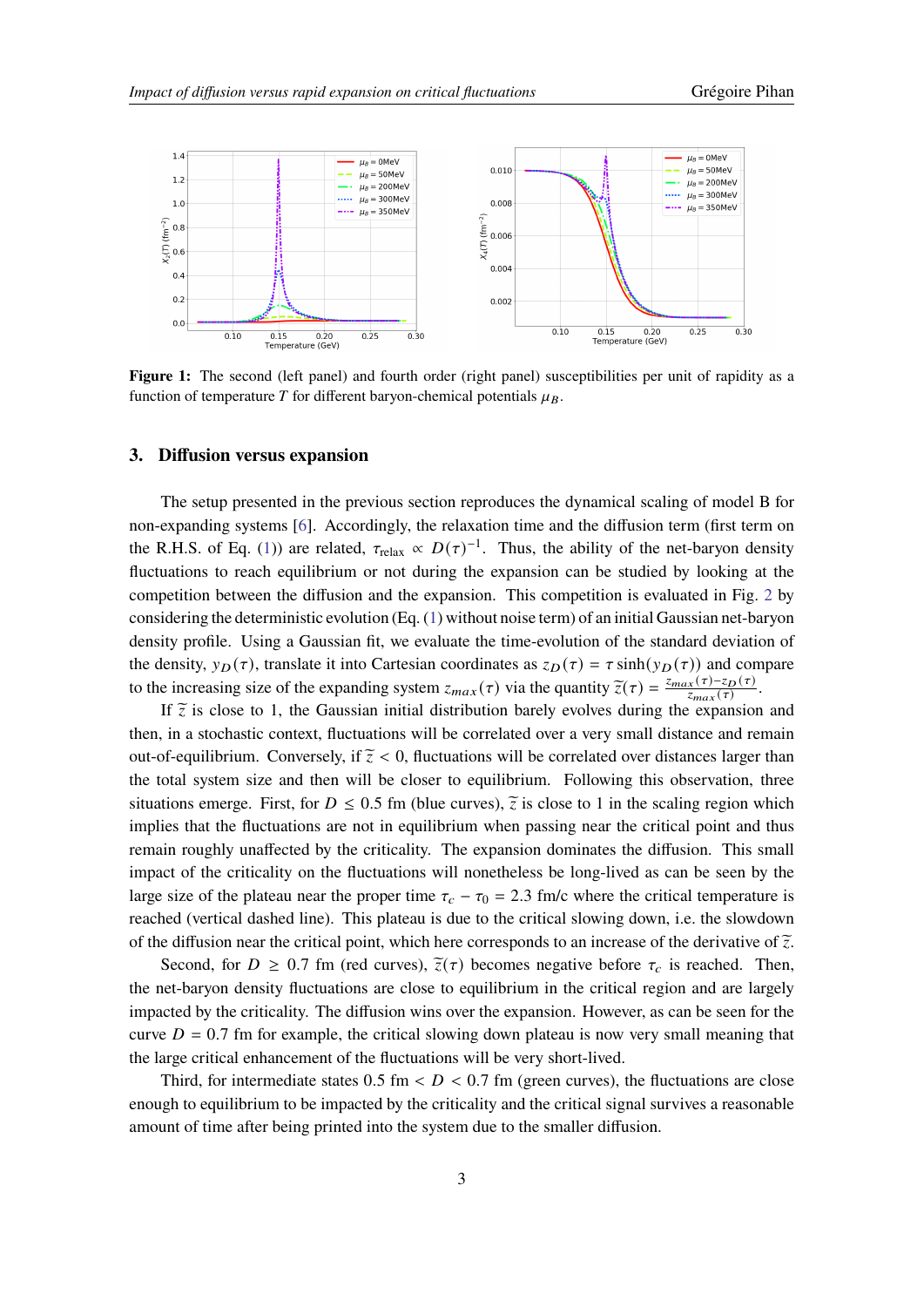**Figure 1:** The second (left panel) and fourth order (right panel) susceptibilities per unit of rapidity as a function of temperature $T$ for different baryon-chemical potentials $\mu_B$.

## 3. Diffusion versus expansion

The setup presented in the previous section reproduces the dynamical scaling of model B for non-expanding systems [6]. Accordingly, the relaxation time and the diffusion term (first term on the R.H.S. of Eq. (1)) are related, $\tau_{\text{relax}} \propto D(\tau)^{-1}$. Thus, the ability of the net-baryon density fluctuations to reach equilibrium or not during the expansion can be studied by looking at the competition between the diffusion and the expansion. This competition is evaluated in Fig. 2 by considering the deterministic evolution (Eq. (1) without noise term) of an initial Gaussian net-baryon density profile. Using a Gaussian fit, we evaluate the time-evolution of the standard deviation of the density, $y_D(\tau)$, translate it into Cartesian coordinates as $z_D(\tau) = \tau \sinh(y_D(\tau))$ and compare to the increasing size of the expanding system $z_{max}(\tau)$ via the quantity $\widetilde{z}(\tau) = \frac{z_{max}(\tau) - z_D(\tau)}{z_{max}(\tau)}$.

If $\widetilde{z}$ is close to 1, the Gaussian initial distribution barely evolves during the expansion and then, in a stochastic context, fluctuations will be correlated over a very small distance and remain out-of-equilibrium. Conversely, if $\widetilde{z} < 0$, fluctuations will be correlated over distances larger than the total system size and then will be closer to equilibrium. Following this observation, three situations emerge. First, for $D \leq 0.5$ fm (blue curves), $\widetilde{z}$ is close to 1 in the scaling region which implies that the fluctuations are not in equilibrium when passing near the critical point and thus remain roughly unaffected by the criticality. The expansion dominates the diffusion. This small impact of the criticality on the fluctuations will nonetheless be long-lived as can be seen by the large size of the plateau near the proper time $\tau_c - \tau_0 = 2.3$ fm/c where the critical temperature is reached (vertical dashed line). This plateau is due to the critical slowing down, i.e. the slowdown of the diffusion near the critical point, which here corresponds to an increase of the derivative of $\widetilde{z}$.

Second, for $D \geq 0.7$ fm (red curves), $\widetilde{z}(\tau)$ becomes negative before $\tau_c$ is reached. Then, the net-baryon density fluctuations are close to equilibrium in the critical region and are largely impacted by the criticality. The diffusion wins over the expansion. However, as can be seen for the curve $D = 0.7$ fm for example, the critical slowing down plateau is now very small meaning that the large critical enhancement of the fluctuations will be very short-lived.

Third, for intermediate states $0.5$ fm $< D < 0.7$ fm (green curves), the fluctuations are close enough to equilibrium to be impacted by the criticality and the critical signal survives a reasonable amount of time after being printed into the system due to the smaller diffusion.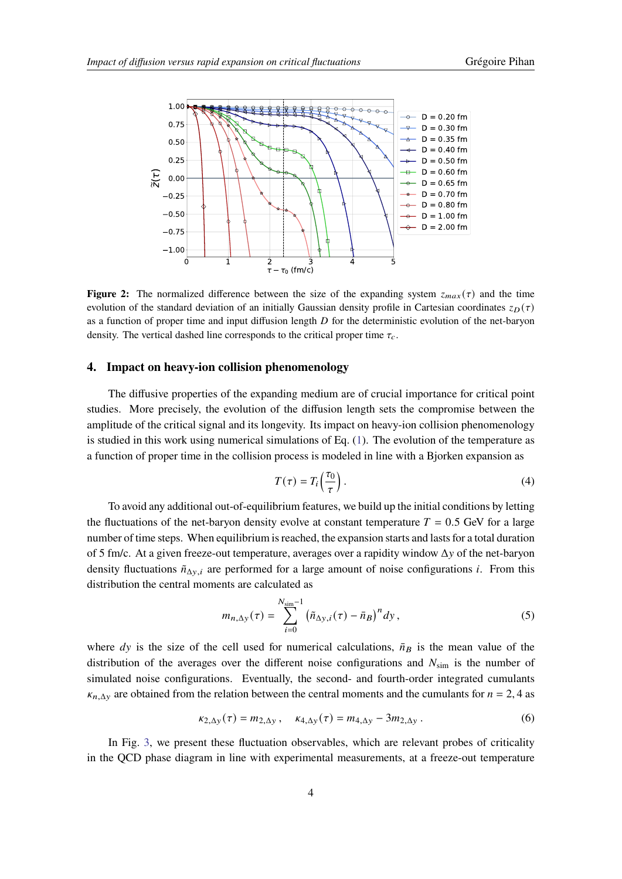**Figure 2:** The normalized difference between the size of the expanding system $z_{max}(\tau)$ and the time evolution of the standard deviation of an initially Gaussian density profile in Cartesian coordinates $z_D(\tau)$ as a function of proper time and input diffusion length $D$ for the deterministic evolution of the net-baryon density. The vertical dashed line corresponds to the critical proper time $\tau_c$.

## 4. Impact on heavy-ion collision phenomenology

The diffusive properties of the expanding medium are of crucial importance for critical point studies. More precisely, the evolution of the diffusion length sets the compromise between the amplitude of the critical signal and its longevity. Its impact on heavy-ion collision phenomenology is studied in this work using numerical simulations of Eq. (1). The evolution of the temperature as a function of proper time in the collision process is modeled in line with a Bjorken expansion as

$$T(\tau) = T_i\left(\frac{\tau_0}{\tau}\right). \tag{4}$$

To avoid any additional out-of-equilibrium features, we build up the initial conditions by letting the fluctuations of the net-baryon density evolve at constant temperature $T = 0.5$ GeV for a large number of time steps. When equilibrium is reached, the expansion starts and lasts for a total duration of 5 fm/c. At a given freeze-out temperature, averages over a rapidity window $\Delta y$ of the net-baryon density fluctuations $\tilde{n}_{\Delta y,i}$ are performed for a large amount of noise configurations $i$. From this distribution the central moments are calculated as

$$m_{n,\Delta y}(\tau) = \sum_{i=0}^{N_{\rm sim}-1} \left(\tilde{n}_{\Delta y,i}(\tau) - \bar{n}_B\right)^n dy\,, \tag{5}$$

where $dy$ is the size of the cell used for numerical calculations, $\bar{n}_B$ is the mean value of the distribution of the averages over the different noise configurations and $N_{\rm sim}$ is the number of simulated noise configurations. Eventually, the second- and fourth-order integrated cumulants $\kappa_{n,\Delta y}$ are obtained from the relation between the central moments and the cumulants for $n = 2, 4$ as

$$\kappa_{2,\Delta y}(\tau) = m_{2,\Delta y}\,, \quad \kappa_{4,\Delta y}(\tau) = m_{4,\Delta y} - 3m_{2,\Delta y}\,. \tag{6}$$

In Fig. 3, we present these fluctuation observables, which are relevant probes of criticality in the QCD phase diagram in line with experimental measurements, at a freeze-out temperature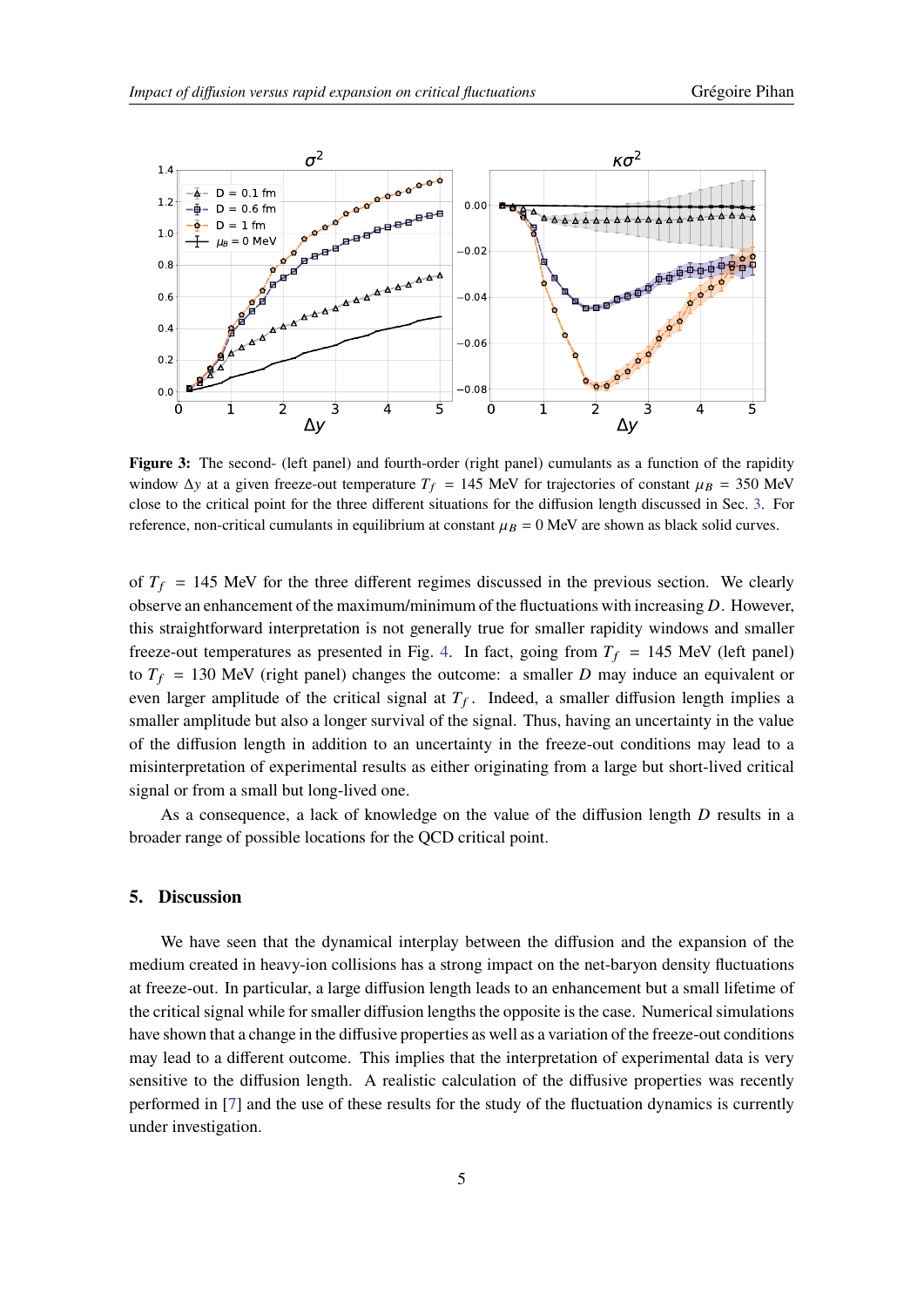**Figure 3:** The second- (left panel) and fourth-order (right panel) cumulants as a function of the rapidity window $\Delta y$ at a given freeze-out temperature $T_f = 145$ MeV for trajectories of constant $\mu_B = 350$ MeV close to the critical point for the three different situations for the diffusion length discussed in Sec. 3. For reference, non-critical cumulants in equilibrium at constant $\mu_B = 0$ MeV are shown as black solid curves.

of $T_f = 145$ MeV for the three different regimes discussed in the previous section. We clearly observe an enhancement of the maximum/minimum of the fluctuations with increasing $D$. However, this straightforward interpretation is not generally true for smaller rapidity windows and smaller freeze-out temperatures as presented in Fig. 4. In fact, going from $T_f = 145$ MeV (left panel) to $T_f = 130$ MeV (right panel) changes the outcome: a smaller $D$ may induce an equivalent or even larger amplitude of the critical signal at $T_f$. Indeed, a smaller diffusion length implies a smaller amplitude but also a longer survival of the signal. Thus, having an uncertainty in the value of the diffusion length in addition to an uncertainty in the freeze-out conditions may lead to a misinterpretation of experimental results as either originating from a large but short-lived critical signal or from a small but long-lived one.

As a consequence, a lack of knowledge on the value of the diffusion length $D$ results in a broader range of possible locations for the QCD critical point.

## 5. Discussion

We have seen that the dynamical interplay between the diffusion and the expansion of the medium created in heavy-ion collisions has a strong impact on the net-baryon density fluctuations at freeze-out. In particular, a large diffusion length leads to an enhancement but a small lifetime of the critical signal while for smaller diffusion lengths the opposite is the case. Numerical simulations have shown that a change in the diffusive properties as well as a variation of the freeze-out conditions may lead to a different outcome. This implies that the interpretation of experimental data is very sensitive to the diffusion length. A realistic calculation of the diffusive properties was recently performed in [7] and the use of these results for the study of the fluctuation dynamics is currently under investigation.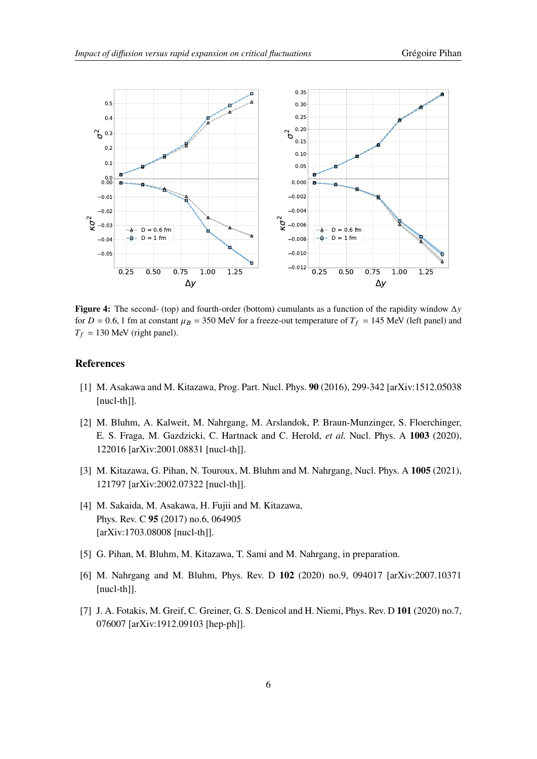$\sigma^2$

0.5
0.4
0.3
0.2
0.1
0.0

$\kappa\sigma^2$

0.00
−0.01
−0.02
−0.03
−0.04
−0.05

D = 0.6 fm
D = 1 fm

0.25 0.50 0.75 1.00 1.25

$\Delta y$

$\sigma^2$

0.35
0.30
0.25
0.20
0.15
0.10
0.05

$\kappa\sigma^2$

0.000
−0.002
−0.004
−0.006
−0.008
−0.010
−0.012

D = 0.6 fm
D = 1 fm

0.25 0.50 0.75 1.00 1.25

$\Delta y$

**Figure 4:** The second- (top) and fourth-order (bottom) cumulants as a function of the rapidity window $\Delta y$ for $D = 0.6, 1$ fm at constant $\mu_B = 350$ MeV for a freeze-out temperature of $T_f = 145$ MeV (left panel) and $T_f = 130$ MeV (right panel).

## References

[1] M. Asakawa and M. Kitazawa, Prog. Part. Nucl. Phys. **90** (2016), 299-342 [arXiv:1512.05038 [nucl-th]].

[2] M. Bluhm, A. Kalweit, M. Nahrgang, M. Arslandok, P. Braun-Munzinger, S. Floerchinger, E. S. Fraga, M. Gazdzicki, C. Hartnack and C. Herold, *et al.* Nucl. Phys. A **1003** (2020), 122016 [arXiv:2001.08831 [nucl-th]].

[3] M. Kitazawa, G. Pihan, N. Touroux, M. Bluhm and M. Nahrgang, Nucl. Phys. A **1005** (2021), 121797 [arXiv:2002.07322 [nucl-th]].

[4] M. Sakaida, M. Asakawa, H. Fujii and M. Kitazawa, Phys. Rev. C **95** (2017) no.6, 064905 [arXiv:1703.08008 [nucl-th]].

[5] G. Pihan, M. Bluhm, M. Kitazawa, T. Sami and M. Nahrgang, in preparation.

[6] M. Nahrgang and M. Bluhm, Phys. Rev. D **102** (2020) no.9, 094017 [arXiv:2007.10371 [nucl-th]].

[7] J. A. Fotakis, M. Greif, C. Greiner, G. S. Denicol and H. Niemi, Phys. Rev. D **101** (2020) no.7, 076007 [arXiv:1912.09103 [hep-ph]].